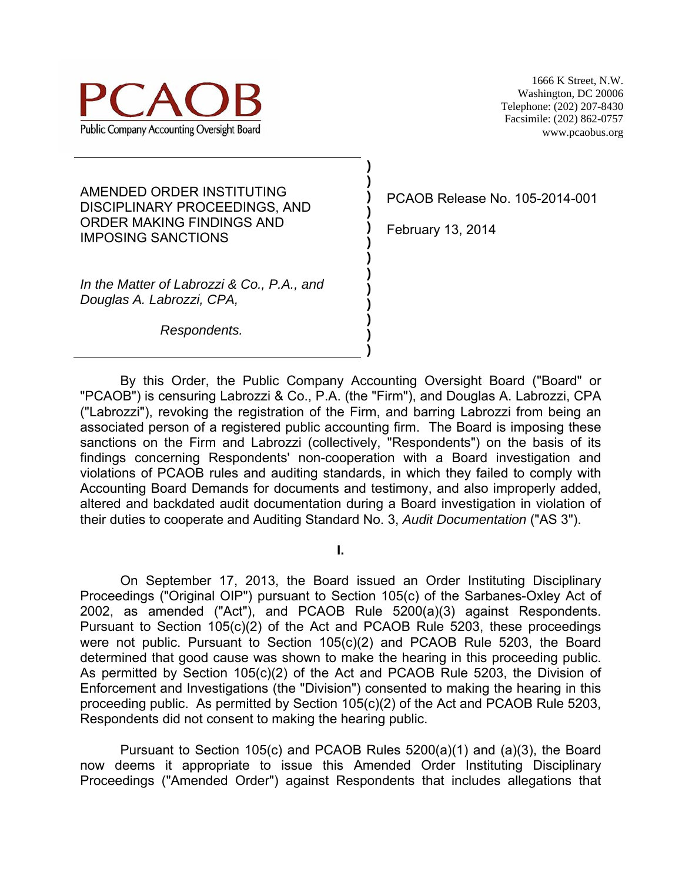**PCAOB**
Public Company Accounting Oversight Board

1666 K Street, N.W.
Washington, DC 20006
Telephone: (202) 207-8430
Facsimile: (202) 862-0757
www.pcaobus.org

AMENDED ORDER INSTITUTING DISCIPLINARY PROCEEDINGS, AND ORDER MAKING FINDINGS AND IMPOSING SANCTIONS

*In the Matter of Labrozzi & Co., P.A., and Douglas A. Labrozzi, CPA,*

*Respondents.*

PCAOB Release No. 105-2014-001

February 13, 2014

By this Order, the Public Company Accounting Oversight Board ("Board" or "PCAOB") is censuring Labrozzi & Co., P.A. (the "Firm"), and Douglas A. Labrozzi, CPA ("Labrozzi"), revoking the registration of the Firm, and barring Labrozzi from being an associated person of a registered public accounting firm. The Board is imposing these sanctions on the Firm and Labrozzi (collectively, "Respondents") on the basis of its findings concerning Respondents' non-cooperation with a Board investigation and violations of PCAOB rules and auditing standards, in which they failed to comply with Accounting Board Demands for documents and testimony, and also improperly added, altered and backdated audit documentation during a Board investigation in violation of their duties to cooperate and Auditing Standard No. 3, *Audit Documentation* ("AS 3").

**I.**

On September 17, 2013, the Board issued an Order Instituting Disciplinary Proceedings ("Original OIP") pursuant to Section 105(c) of the Sarbanes-Oxley Act of 2002, as amended ("Act"), and PCAOB Rule 5200(a)(3) against Respondents. Pursuant to Section 105(c)(2) of the Act and PCAOB Rule 5203, these proceedings were not public. Pursuant to Section 105(c)(2) and PCAOB Rule 5203, the Board determined that good cause was shown to make the hearing in this proceeding public. As permitted by Section 105(c)(2) of the Act and PCAOB Rule 5203, the Division of Enforcement and Investigations (the "Division") consented to making the hearing in this proceeding public. As permitted by Section 105(c)(2) of the Act and PCAOB Rule 5203, Respondents did not consent to making the hearing public.

Pursuant to Section 105(c) and PCAOB Rules 5200(a)(1) and (a)(3), the Board now deems it appropriate to issue this Amended Order Instituting Disciplinary Proceedings ("Amended Order") against Respondents that includes allegations that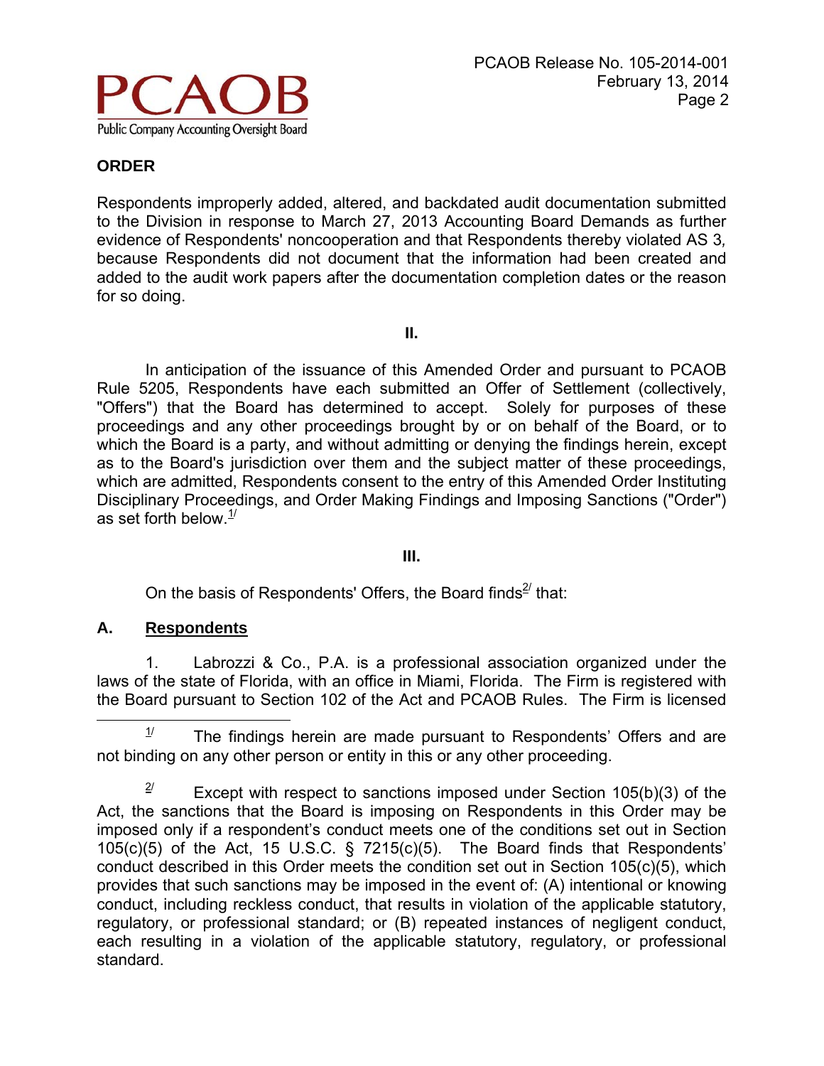## ORDER

Respondents improperly added, altered, and backdated audit documentation submitted to the Division in response to March 27, 2013 Accounting Board Demands as further evidence of Respondents' noncooperation and that Respondents thereby violated AS 3, because Respondents did not document that the information had been created and added to the audit work papers after the documentation completion dates or the reason for so doing.

**II.**

In anticipation of the issuance of this Amended Order and pursuant to PCAOB Rule 5205, Respondents have each submitted an Offer of Settlement (collectively, "Offers") that the Board has determined to accept. Solely for purposes of these proceedings and any other proceedings brought by or on behalf of the Board, or to which the Board is a party, and without admitting or denying the findings herein, except as to the Board's jurisdiction over them and the subject matter of these proceedings, which are admitted, Respondents consent to the entry of this Amended Order Instituting Disciplinary Proceedings, and Order Making Findings and Imposing Sanctions ("Order") as set forth below.[1/]

**III.**

On the basis of Respondents' Offers, the Board finds[2/] that:

### A. Respondents

1. Labrozzi & Co., P.A. is a professional association organized under the laws of the state of Florida, with an office in Miami, Florida. The Firm is registered with the Board pursuant to Section 102 of the Act and PCAOB Rules. The Firm is licensed

---

[1/] The findings herein are made pursuant to Respondents' Offers and are not binding on any other person or entity in this or any other proceeding.

[2/] Except with respect to sanctions imposed under Section 105(b)(3) of the Act, the sanctions that the Board is imposing on Respondents in this Order may be imposed only if a respondent's conduct meets one of the conditions set out in Section 105(c)(5) of the Act, 15 U.S.C. § 7215(c)(5). The Board finds that Respondents' conduct described in this Order meets the condition set out in Section 105(c)(5), which provides that such sanctions may be imposed in the event of: (A) intentional or knowing conduct, including reckless conduct, that results in violation of the applicable statutory, regulatory, or professional standard; or (B) repeated instances of negligent conduct, each resulting in a violation of the applicable statutory, regulatory, or professional standard.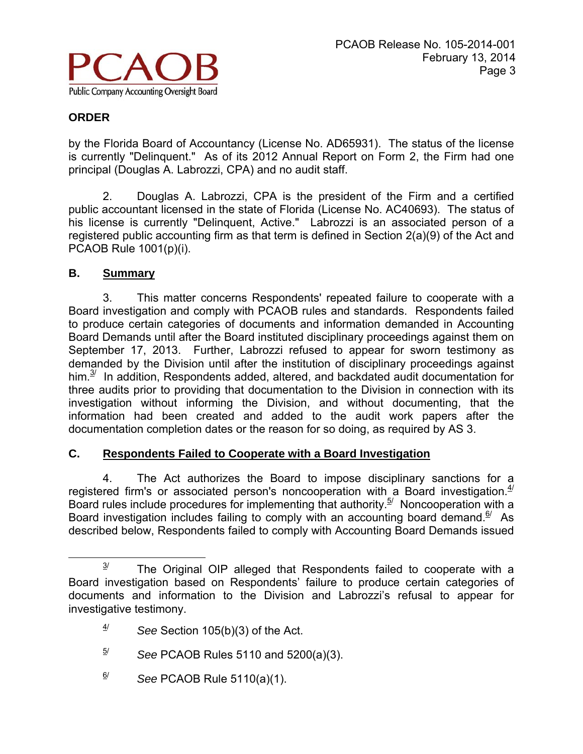## ORDER

by the Florida Board of Accountancy (License No. AD65931). The status of the license is currently "Delinquent." As of its 2012 Annual Report on Form 2, the Firm had one principal (Douglas A. Labrozzi, CPA) and no audit staff.

2. Douglas A. Labrozzi, CPA is the president of the Firm and a certified public accountant licensed in the state of Florida (License No. AC40693). The status of his license is currently "Delinquent, Active." Labrozzi is an associated person of a registered public accounting firm as that term is defined in Section 2(a)(9) of the Act and PCAOB Rule 1001(p)(i).

### B. Summary

3. This matter concerns Respondents' repeated failure to cooperate with a Board investigation and comply with PCAOB rules and standards. Respondents failed to produce certain categories of documents and information demanded in Accounting Board Demands until after the Board instituted disciplinary proceedings against them on September 17, 2013. Further, Labrozzi refused to appear for sworn testimony as demanded by the Division until after the institution of disciplinary proceedings against him.[3/] In addition, Respondents added, altered, and backdated audit documentation for three audits prior to providing that documentation to the Division in connection with its investigation without informing the Division, and without documenting, that the information had been created and added to the audit work papers after the documentation completion dates or the reason for so doing, as required by AS 3.

### C. Respondents Failed to Cooperate with a Board Investigation

4. The Act authorizes the Board to impose disciplinary sanctions for a registered firm's or associated person's noncooperation with a Board investigation.[4/] Board rules include procedures for implementing that authority.[5/] Noncooperation with a Board investigation includes failing to comply with an accounting board demand.[6/] As described below, Respondents failed to comply with Accounting Board Demands issued

---

[3/] The Original OIP alleged that Respondents failed to cooperate with a Board investigation based on Respondents' failure to produce certain categories of documents and information to the Division and Labrozzi's refusal to appear for investigative testimony.

[4/] *See* Section 105(b)(3) of the Act.

[5/] *See* PCAOB Rules 5110 and 5200(a)(3).

[6/] *See* PCAOB Rule 5110(a)(1).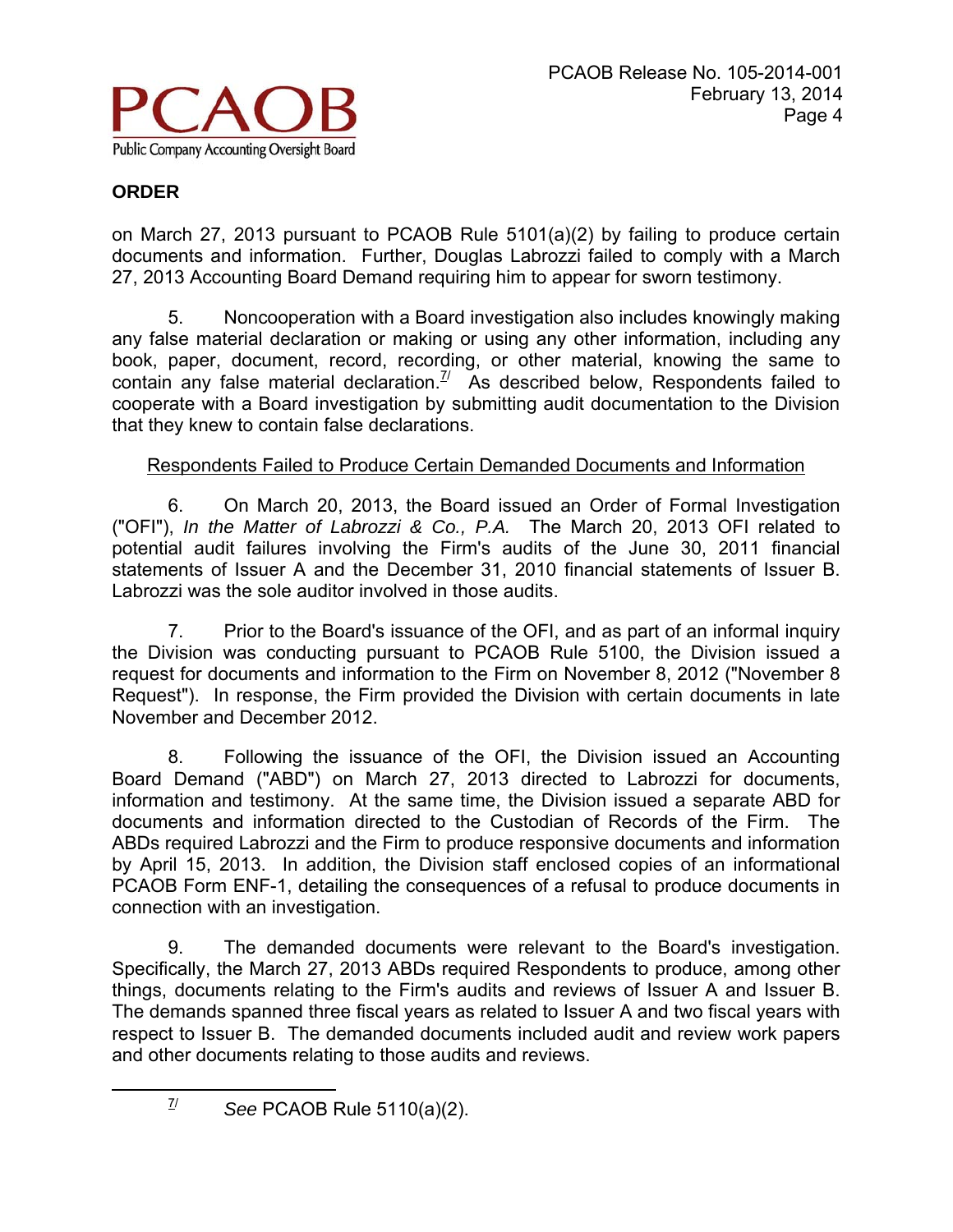## ORDER

on March 27, 2013 pursuant to PCAOB Rule 5101(a)(2) by failing to produce certain documents and information. Further, Douglas Labrozzi failed to comply with a March 27, 2013 Accounting Board Demand requiring him to appear for sworn testimony.

5. Noncooperation with a Board investigation also includes knowingly making any false material declaration or making or using any other information, including any book, paper, document, record, recording, or other material, knowing the same to contain any false material declaration.[7/] As described below, Respondents failed to cooperate with a Board investigation by submitting audit documentation to the Division that they knew to contain false declarations.

<u>Respondents Failed to Produce Certain Demanded Documents and Information</u>

6. On March 20, 2013, the Board issued an Order of Formal Investigation ("OFI"), *In the Matter of Labrozzi & Co., P.A.* The March 20, 2013 OFI related to potential audit failures involving the Firm's audits of the June 30, 2011 financial statements of Issuer A and the December 31, 2010 financial statements of Issuer B. Labrozzi was the sole auditor involved in those audits.

7. Prior to the Board's issuance of the OFI, and as part of an informal inquiry the Division was conducting pursuant to PCAOB Rule 5100, the Division issued a request for documents and information to the Firm on November 8, 2012 ("November 8 Request"). In response, the Firm provided the Division with certain documents in late November and December 2012.

8. Following the issuance of the OFI, the Division issued an Accounting Board Demand ("ABD") on March 27, 2013 directed to Labrozzi for documents, information and testimony. At the same time, the Division issued a separate ABD for documents and information directed to the Custodian of Records of the Firm. The ABDs required Labrozzi and the Firm to produce responsive documents and information by April 15, 2013. In addition, the Division staff enclosed copies of an informational PCAOB Form ENF-1, detailing the consequences of a refusal to produce documents in connection with an investigation.

9. The demanded documents were relevant to the Board's investigation. Specifically, the March 27, 2013 ABDs required Respondents to produce, among other things, documents relating to the Firm's audits and reviews of Issuer A and Issuer B. The demands spanned three fiscal years as related to Issuer A and two fiscal years with respect to Issuer B. The demanded documents included audit and review work papers and other documents relating to those audits and reviews.

---

[7/] *See* PCAOB Rule 5110(a)(2).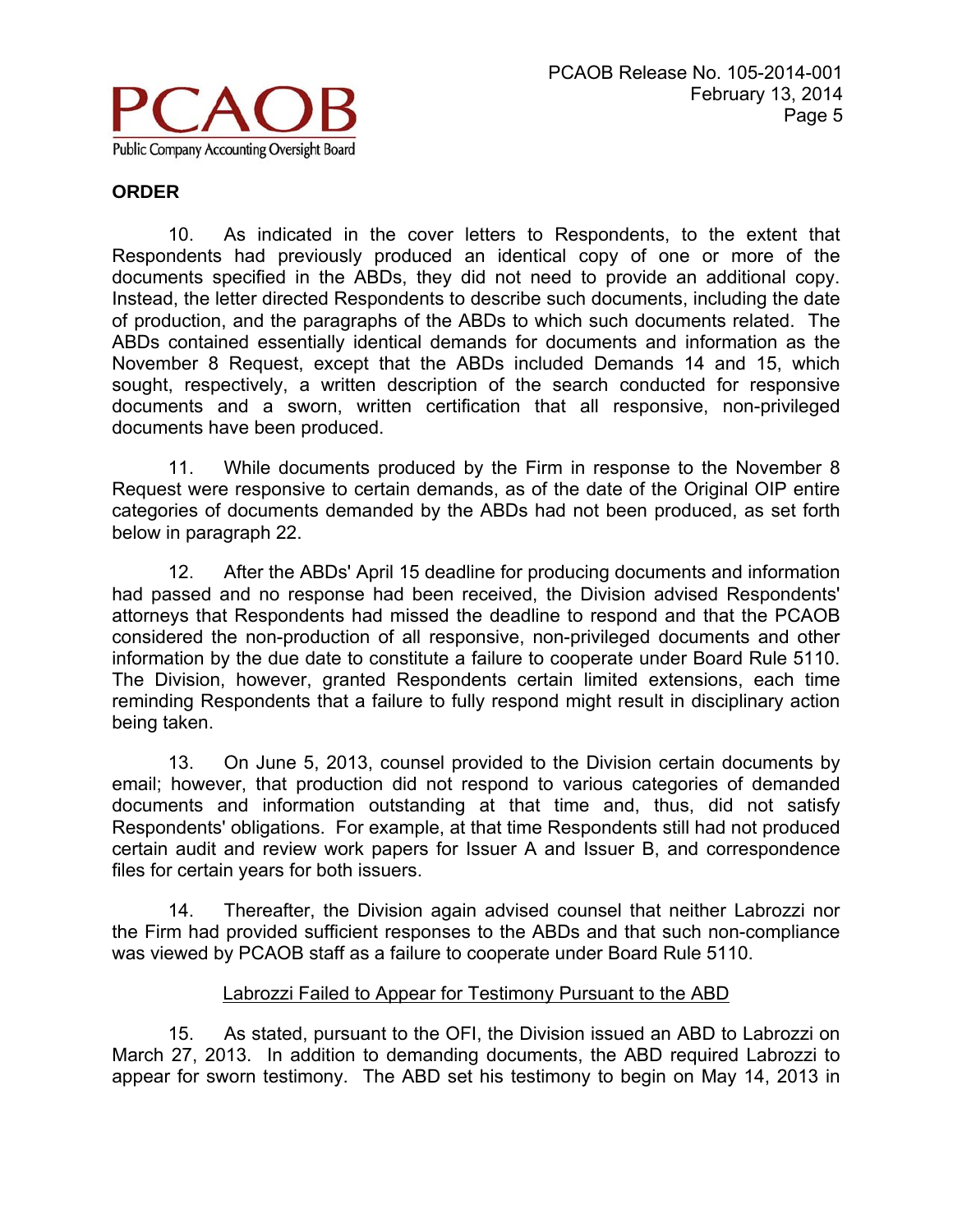## ORDER

10. As indicated in the cover letters to Respondents, to the extent that Respondents had previously produced an identical copy of one or more of the documents specified in the ABDs, they did not need to provide an additional copy. Instead, the letter directed Respondents to describe such documents, including the date of production, and the paragraphs of the ABDs to which such documents related. The ABDs contained essentially identical demands for documents and information as the November 8 Request, except that the ABDs included Demands 14 and 15, which sought, respectively, a written description of the search conducted for responsive documents and a sworn, written certification that all responsive, non-privileged documents have been produced.

11. While documents produced by the Firm in response to the November 8 Request were responsive to certain demands, as of the date of the Original OIP entire categories of documents demanded by the ABDs had not been produced, as set forth below in paragraph 22.

12. After the ABDs' April 15 deadline for producing documents and information had passed and no response had been received, the Division advised Respondents' attorneys that Respondents had missed the deadline to respond and that the PCAOB considered the non-production of all responsive, non-privileged documents and other information by the due date to constitute a failure to cooperate under Board Rule 5110. The Division, however, granted Respondents certain limited extensions, each time reminding Respondents that a failure to fully respond might result in disciplinary action being taken.

13. On June 5, 2013, counsel provided to the Division certain documents by email; however, that production did not respond to various categories of demanded documents and information outstanding at that time and, thus, did not satisfy Respondents' obligations. For example, at that time Respondents still had not produced certain audit and review work papers for Issuer A and Issuer B, and correspondence files for certain years for both issuers.

14. Thereafter, the Division again advised counsel that neither Labrozzi nor the Firm had provided sufficient responses to the ABDs and that such non-compliance was viewed by PCAOB staff as a failure to cooperate under Board Rule 5110.

<u>Labrozzi Failed to Appear for Testimony Pursuant to the ABD</u>

15. As stated, pursuant to the OFI, the Division issued an ABD to Labrozzi on March 27, 2013. In addition to demanding documents, the ABD required Labrozzi to appear for sworn testimony. The ABD set his testimony to begin on May 14, 2013 in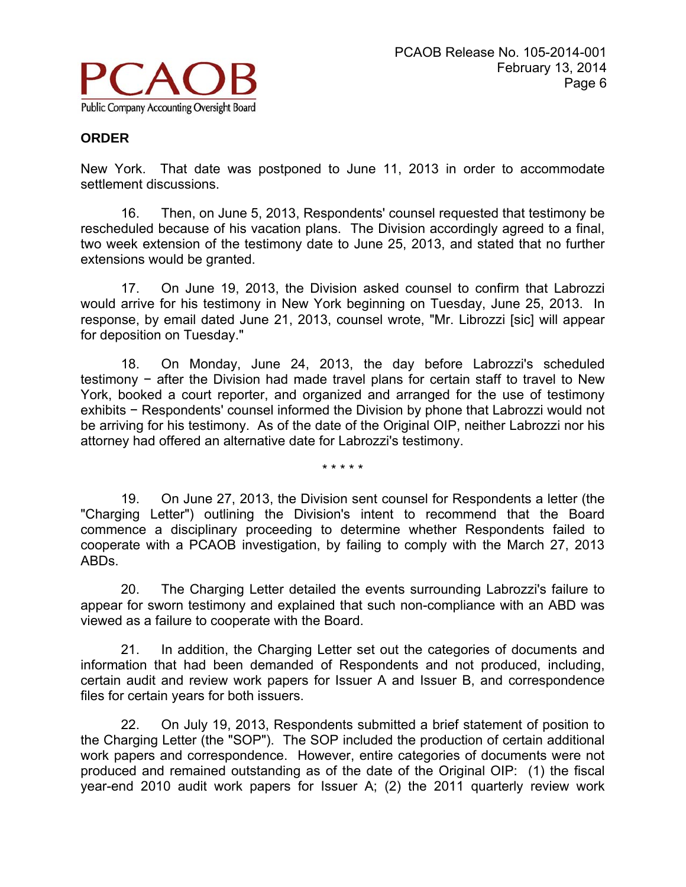**ORDER**

New York. That date was postponed to June 11, 2013 in order to accommodate settlement discussions.

16. Then, on June 5, 2013, Respondents' counsel requested that testimony be rescheduled because of his vacation plans. The Division accordingly agreed to a final, two week extension of the testimony date to June 25, 2013, and stated that no further extensions would be granted.

17. On June 19, 2013, the Division asked counsel to confirm that Labrozzi would arrive for his testimony in New York beginning on Tuesday, June 25, 2013. In response, by email dated June 21, 2013, counsel wrote, "Mr. Librozzi [sic] will appear for deposition on Tuesday."

18. On Monday, June 24, 2013, the day before Labrozzi's scheduled testimony − after the Division had made travel plans for certain staff to travel to New York, booked a court reporter, and organized and arranged for the use of testimony exhibits − Respondents' counsel informed the Division by phone that Labrozzi would not be arriving for his testimony. As of the date of the Original OIP, neither Labrozzi nor his attorney had offered an alternative date for Labrozzi's testimony.

\* \* \* \* \*

19. On June 27, 2013, the Division sent counsel for Respondents a letter (the "Charging Letter") outlining the Division's intent to recommend that the Board commence a disciplinary proceeding to determine whether Respondents failed to cooperate with a PCAOB investigation, by failing to comply with the March 27, 2013 ABDs.

20. The Charging Letter detailed the events surrounding Labrozzi's failure to appear for sworn testimony and explained that such non-compliance with an ABD was viewed as a failure to cooperate with the Board.

21. In addition, the Charging Letter set out the categories of documents and information that had been demanded of Respondents and not produced, including, certain audit and review work papers for Issuer A and Issuer B, and correspondence files for certain years for both issuers.

22. On July 19, 2013, Respondents submitted a brief statement of position to the Charging Letter (the "SOP"). The SOP included the production of certain additional work papers and correspondence. However, entire categories of documents were not produced and remained outstanding as of the date of the Original OIP: (1) the fiscal year-end 2010 audit work papers for Issuer A; (2) the 2011 quarterly review work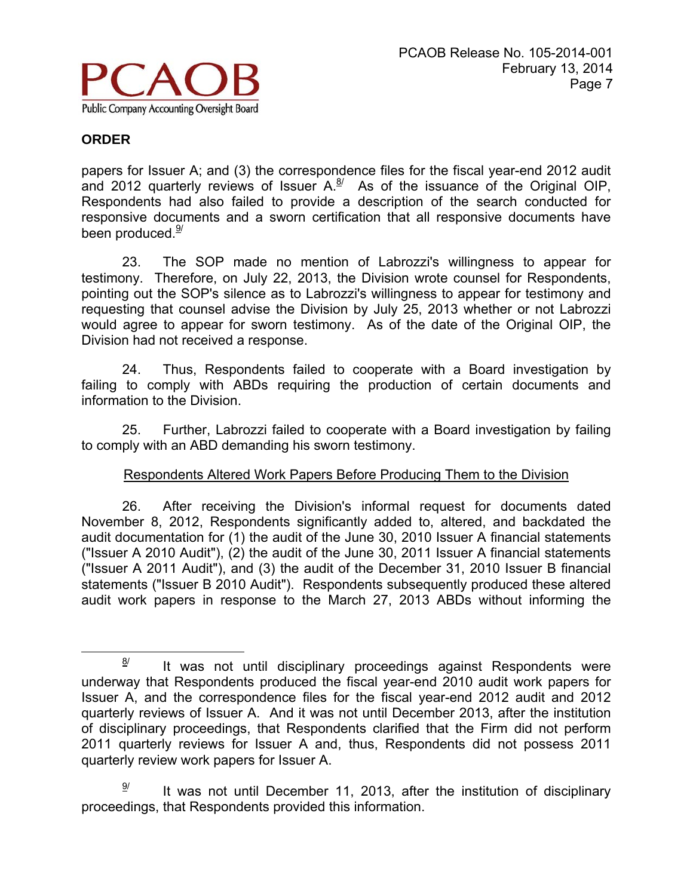**ORDER**

papers for Issuer A; and (3) the correspondence files for the fiscal year-end 2012 audit and 2012 quarterly reviews of Issuer A.[8] As of the issuance of the Original OIP, Respondents had also failed to provide a description of the search conducted for responsive documents and a sworn certification that all responsive documents have been produced.[9]

23. The SOP made no mention of Labrozzi's willingness to appear for testimony. Therefore, on July 22, 2013, the Division wrote counsel for Respondents, pointing out the SOP's silence as to Labrozzi's willingness to appear for testimony and requesting that counsel advise the Division by July 25, 2013 whether or not Labrozzi would agree to appear for sworn testimony. As of the date of the Original OIP, the Division had not received a response.

24. Thus, Respondents failed to cooperate with a Board investigation by failing to comply with ABDs requiring the production of certain documents and information to the Division.

25. Further, Labrozzi failed to cooperate with a Board investigation by failing to comply with an ABD demanding his sworn testimony.

<u>Respondents Altered Work Papers Before Producing Them to the Division</u>

26. After receiving the Division's informal request for documents dated November 8, 2012, Respondents significantly added to, altered, and backdated the audit documentation for (1) the audit of the June 30, 2010 Issuer A financial statements ("Issuer A 2010 Audit"), (2) the audit of the June 30, 2011 Issuer A financial statements ("Issuer A 2011 Audit"), and (3) the audit of the December 31, 2010 Issuer B financial statements ("Issuer B 2010 Audit"). Respondents subsequently produced these altered audit work papers in response to the March 27, 2013 ABDs without informing the

---

[8] It was not until disciplinary proceedings against Respondents were underway that Respondents produced the fiscal year-end 2010 audit work papers for Issuer A, and the correspondence files for the fiscal year-end 2012 audit and 2012 quarterly reviews of Issuer A. And it was not until December 2013, after the institution of disciplinary proceedings, that Respondents clarified that the Firm did not perform 2011 quarterly reviews for Issuer A and, thus, Respondents did not possess 2011 quarterly review work papers for Issuer A.

[9] It was not until December 11, 2013, after the institution of disciplinary proceedings, that Respondents provided this information.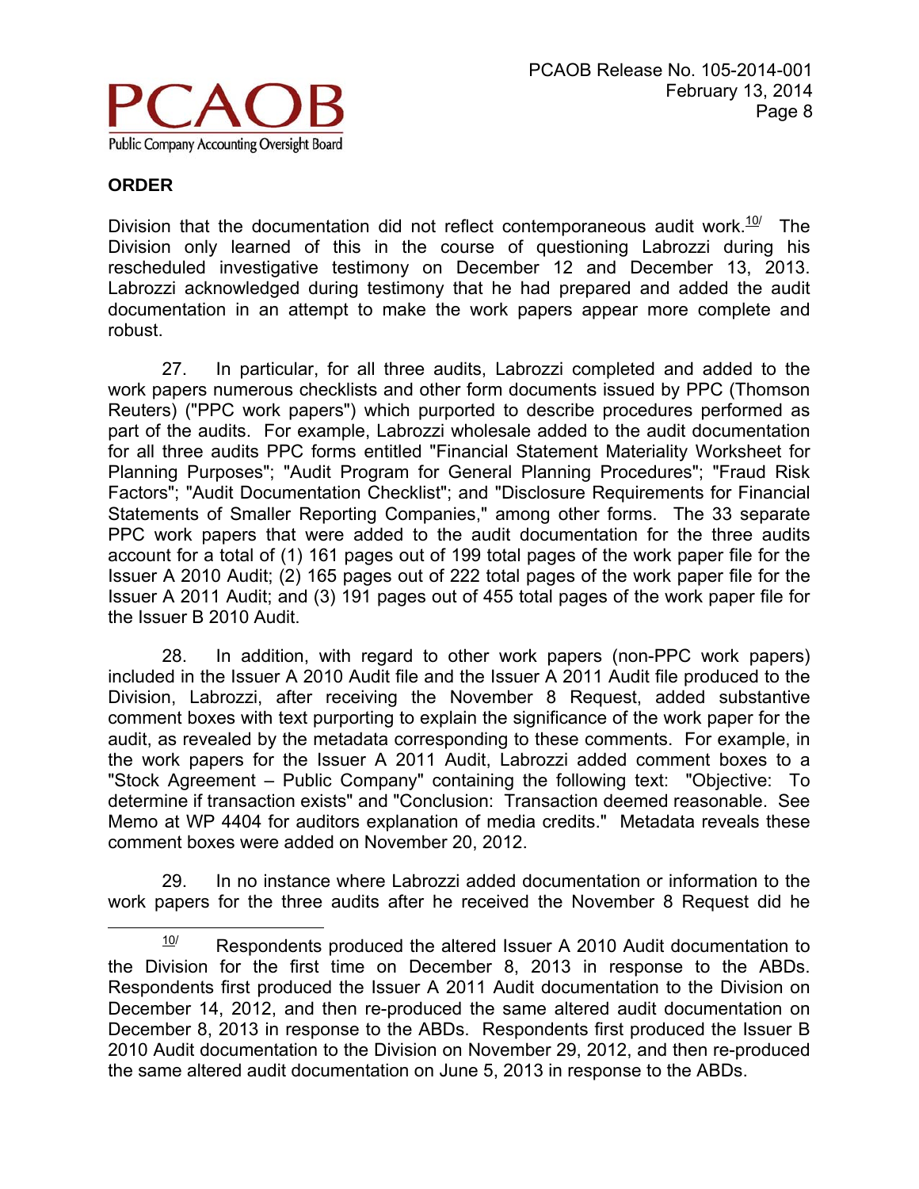## ORDER

Division that the documentation did not reflect contemporaneous audit work.[10] The Division only learned of this in the course of questioning Labrozzi during his rescheduled investigative testimony on December 12 and December 13, 2013. Labrozzi acknowledged during testimony that he had prepared and added the audit documentation in an attempt to make the work papers appear more complete and robust.

27. In particular, for all three audits, Labrozzi completed and added to the work papers numerous checklists and other form documents issued by PPC (Thomson Reuters) ("PPC work papers") which purported to describe procedures performed as part of the audits. For example, Labrozzi wholesale added to the audit documentation for all three audits PPC forms entitled "Financial Statement Materiality Worksheet for Planning Purposes"; "Audit Program for General Planning Procedures"; "Fraud Risk Factors"; "Audit Documentation Checklist"; and "Disclosure Requirements for Financial Statements of Smaller Reporting Companies," among other forms. The 33 separate PPC work papers that were added to the audit documentation for the three audits account for a total of (1) 161 pages out of 199 total pages of the work paper file for the Issuer A 2010 Audit; (2) 165 pages out of 222 total pages of the work paper file for the Issuer A 2011 Audit; and (3) 191 pages out of 455 total pages of the work paper file for the Issuer B 2010 Audit.

28. In addition, with regard to other work papers (non-PPC work papers) included in the Issuer A 2010 Audit file and the Issuer A 2011 Audit file produced to the Division, Labrozzi, after receiving the November 8 Request, added substantive comment boxes with text purporting to explain the significance of the work paper for the audit, as revealed by the metadata corresponding to these comments. For example, in the work papers for the Issuer A 2011 Audit, Labrozzi added comment boxes to a "Stock Agreement – Public Company" containing the following text: "Objective: To determine if transaction exists" and "Conclusion: Transaction deemed reasonable. See Memo at WP 4404 for auditors explanation of media credits." Metadata reveals these comment boxes were added on November 20, 2012.

29. In no instance where Labrozzi added documentation or information to the work papers for the three audits after he received the November 8 Request did he

---

[10] Respondents produced the altered Issuer A 2010 Audit documentation to the Division for the first time on December 8, 2013 in response to the ABDs. Respondents first produced the Issuer A 2011 Audit documentation to the Division on December 14, 2012, and then re-produced the same altered audit documentation on December 8, 2013 in response to the ABDs. Respondents first produced the Issuer B 2010 Audit documentation to the Division on November 29, 2012, and then re-produced the same altered audit documentation on June 5, 2013 in response to the ABDs.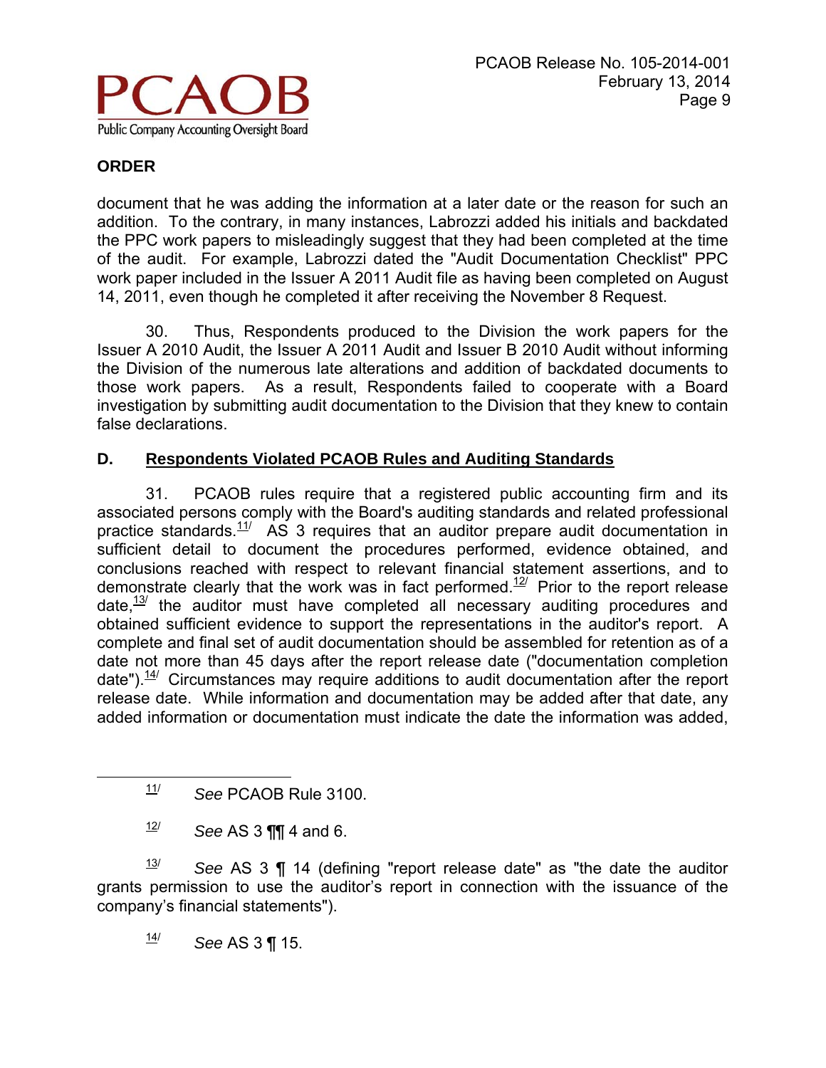**ORDER**

document that he was adding the information at a later date or the reason for such an addition. To the contrary, in many instances, Labrozzi added his initials and backdated the PPC work papers to misleadingly suggest that they had been completed at the time of the audit. For example, Labrozzi dated the "Audit Documentation Checklist" PPC work paper included in the Issuer A 2011 Audit file as having been completed on August 14, 2011, even though he completed it after receiving the November 8 Request.

30. Thus, Respondents produced to the Division the work papers for the Issuer A 2010 Audit, the Issuer A 2011 Audit and Issuer B 2010 Audit without informing the Division of the numerous late alterations and addition of backdated documents to those work papers. As a result, Respondents failed to cooperate with a Board investigation by submitting audit documentation to the Division that they knew to contain false declarations.

### D. Respondents Violated PCAOB Rules and Auditing Standards

31. PCAOB rules require that a registered public accounting firm and its associated persons comply with the Board's auditing standards and related professional practice standards.[11] AS 3 requires that an auditor prepare audit documentation in sufficient detail to document the procedures performed, evidence obtained, and conclusions reached with respect to relevant financial statement assertions, and to demonstrate clearly that the work was in fact performed.[12] Prior to the report release date,[13] the auditor must have completed all necessary auditing procedures and obtained sufficient evidence to support the representations in the auditor's report. A complete and final set of audit documentation should be assembled for retention as of a date not more than 45 days after the report release date ("documentation completion date").[14] Circumstances may require additions to audit documentation after the report release date. While information and documentation may be added after that date, any added information or documentation must indicate the date the information was added,

---

[11] *See* PCAOB Rule 3100.

[12] *See* AS 3 ¶¶ 4 and 6.

[13] *See* AS 3 ¶ 14 (defining "report release date" as "the date the auditor grants permission to use the auditor's report in connection with the issuance of the company's financial statements").

[14] *See* AS 3 ¶ 15.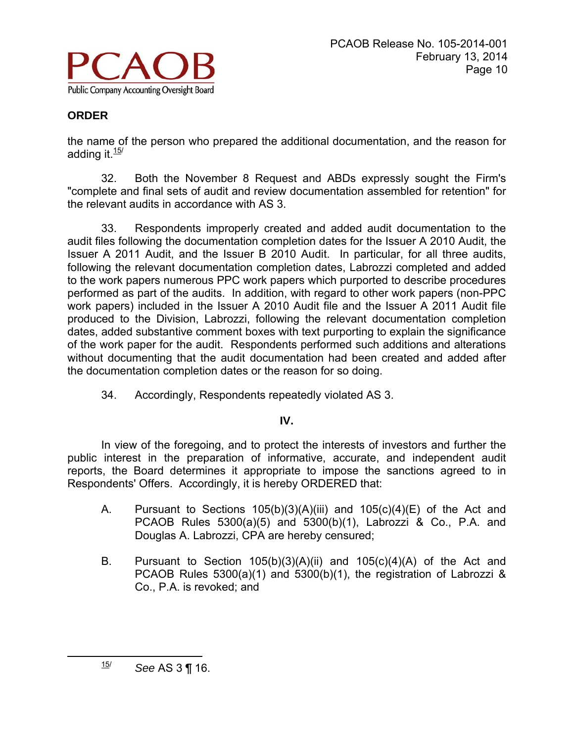## ORDER

the name of the person who prepared the additional documentation, and the reason for adding it.[15]

32. Both the November 8 Request and ABDs expressly sought the Firm's "complete and final sets of audit and review documentation assembled for retention" for the relevant audits in accordance with AS 3.

33. Respondents improperly created and added audit documentation to the audit files following the documentation completion dates for the Issuer A 2010 Audit, the Issuer A 2011 Audit, and the Issuer B 2010 Audit. In particular, for all three audits, following the relevant documentation completion dates, Labrozzi completed and added to the work papers numerous PPC work papers which purported to describe procedures performed as part of the audits. In addition, with regard to other work papers (non-PPC work papers) included in the Issuer A 2010 Audit file and the Issuer A 2011 Audit file produced to the Division, Labrozzi, following the relevant documentation completion dates, added substantive comment boxes with text purporting to explain the significance of the work paper for the audit. Respondents performed such additions and alterations without documenting that the audit documentation had been created and added after the documentation completion dates or the reason for so doing.

34. Accordingly, Respondents repeatedly violated AS 3.

### IV.

In view of the foregoing, and to protect the interests of investors and further the public interest in the preparation of informative, accurate, and independent audit reports, the Board determines it appropriate to impose the sanctions agreed to in Respondents' Offers. Accordingly, it is hereby ORDERED that:

A. Pursuant to Sections 105(b)(3)(A)(iii) and 105(c)(4)(E) of the Act and PCAOB Rules 5300(a)(5) and 5300(b)(1), Labrozzi & Co., P.A. and Douglas A. Labrozzi, CPA are hereby censured;

B. Pursuant to Section 105(b)(3)(A)(ii) and 105(c)(4)(A) of the Act and PCAOB Rules 5300(a)(1) and 5300(b)(1), the registration of Labrozzi & Co., P.A. is revoked; and

---

[15] *See* AS 3 ¶ 16.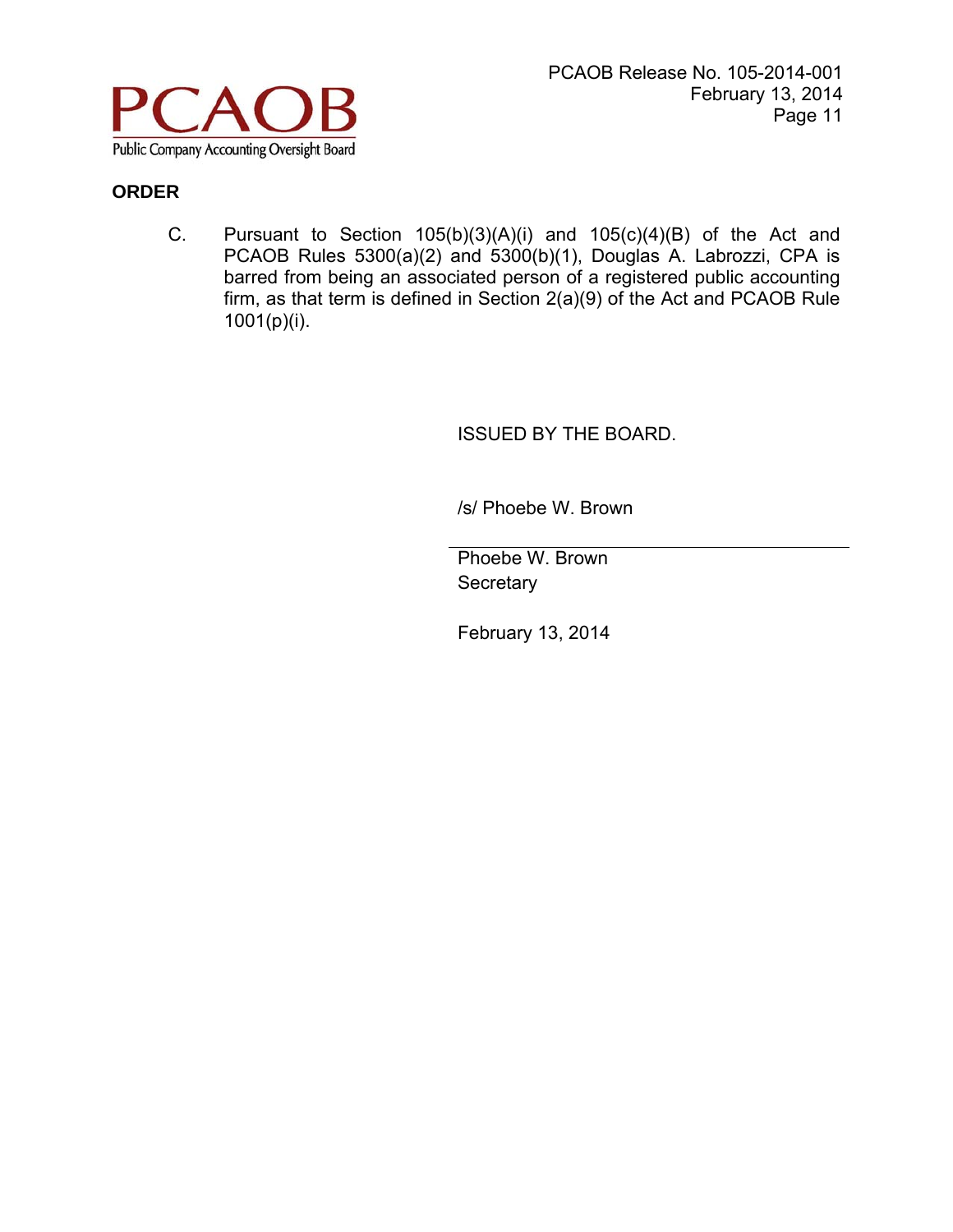## ORDER

C. Pursuant to Section 105(b)(3)(A)(i) and 105(c)(4)(B) of the Act and PCAOB Rules 5300(a)(2) and 5300(b)(1), Douglas A. Labrozzi, CPA is barred from being an associated person of a registered public accounting firm, as that term is defined in Section 2(a)(9) of the Act and PCAOB Rule 1001(p)(i).

ISSUED BY THE BOARD.

/s/ Phoebe W. Brown

Phoebe W. Brown
Secretary

February 13, 2014